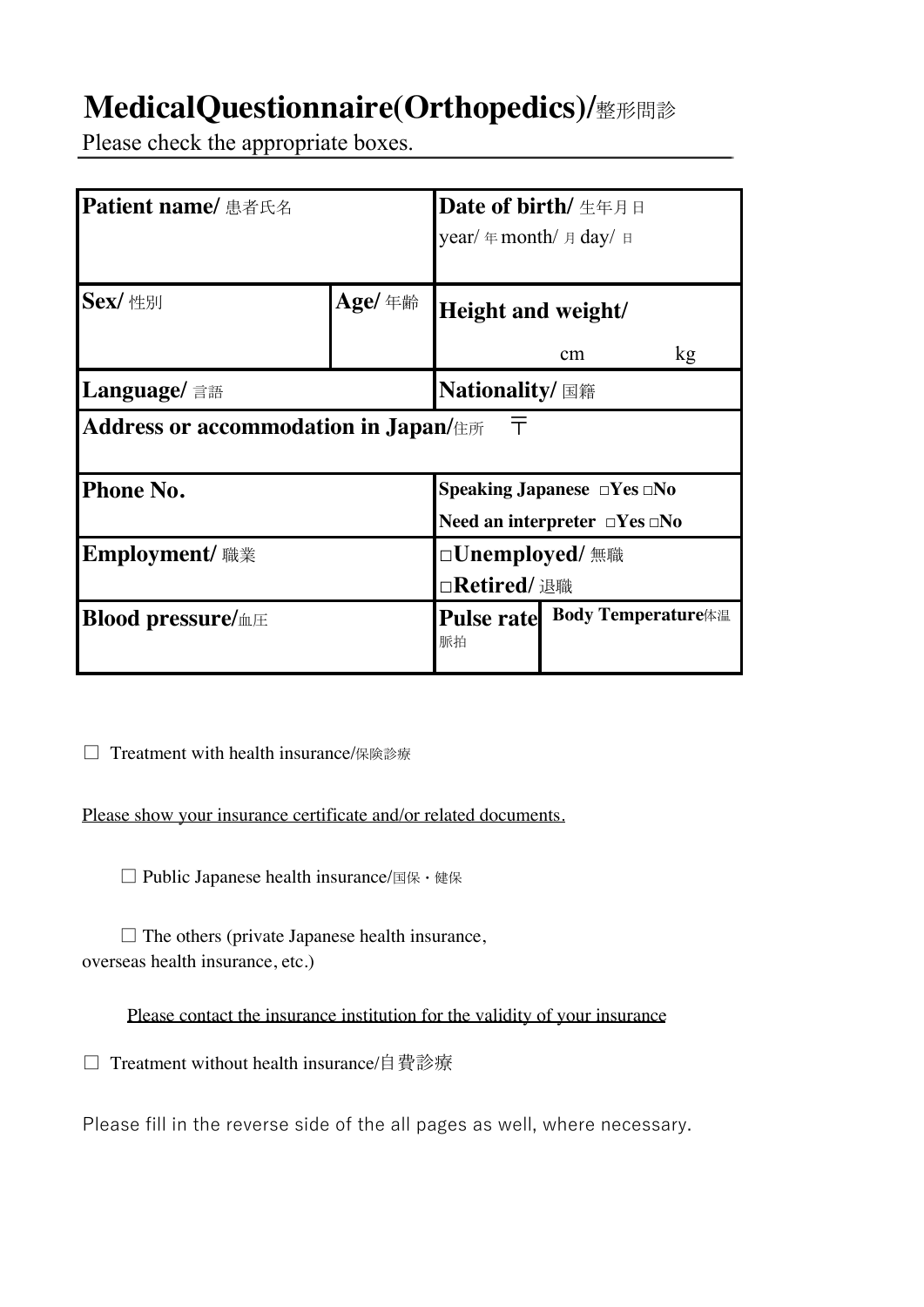# MedicalQuestionnaire(Orthopedics)/整形問診

Please check the appropriate boxes.

| | | |
|---|---|---|
| **Patient name/** 患者氏名 | | **Date of birth/** 生年月日<br>year/ 年 month/ 月 day/ 日 |
| **Sex/** 性別 | **Age/** 年齢 | **Height and weight/**<br>cm kg |
| **Language/** 言語 | | **Nationality/** 国籍 |
| **Address or accommodation in Japan/**住所 〒 | | |
| **Phone No.** | | **Speaking Japanese** □**Yes** □**No**<br>**Need an interpreter** □**Yes** □**No** |
| **Employment/** 職業 | | □**Unemployed/** 無職<br>□**Retired/** 退職 |
| **Blood pressure/**血圧 | | **Pulse rate** 脈拍 / **Body Temperature**体温 |

☐ Treatment with health insurance/保険診療

Please show your insurance certificate and/or related documents.

☐ Public Japanese health insurance/国保・健保

☐ The others (private Japanese health insurance, overseas health insurance, etc.)

Please contact the insurance institution for the validity of your insurance

☐ Treatment without health insurance/自費診療

Please fill in the reverse side of the all pages as well, where necessary.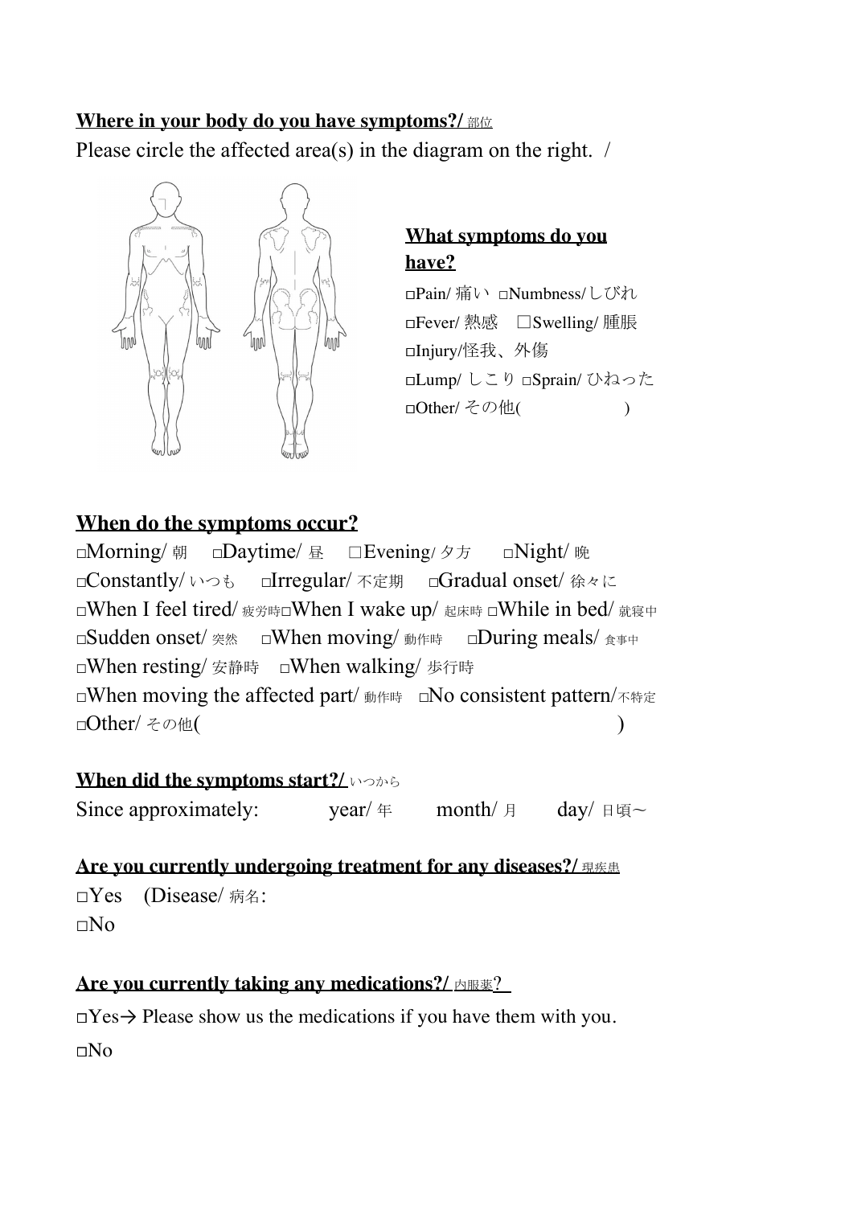**Where in your body do you have symptoms?/** 部位

Please circle the affected area(s) in the diagram on the right. /

**What symptoms do you have?**

□Pain/ 痛い □Numbness/しびれ
□Fever/ 熱感 □Swelling/ 腫脹
□Injury/怪我、外傷
□Lump/ しこり □Sprain/ ひねった
□Other/ その他( )

**When do the symptoms occur?**

□Morning/ 朝 □Daytime/ 昼 □Evening/ 夕方 □Night/ 晩
□Constantly/ いつも □Irregular/ 不定期 □Gradual onset/ 徐々に
□When I feel tired/ 疲労時□When I wake up/ 起床時 □While in bed/ 就寝中
□Sudden onset/ 突然 □When moving/ 動作時 □During meals/ 食事中
□When resting/ 安静時 □When walking/ 歩行時
□When moving the affected part/ 動作時 □No consistent pattern/不特定
□Other/ その他( )

**When did the symptoms start?/** いつから

Since approximately: year/ 年 month/ 月 day/ 日頃～

**Are you currently undergoing treatment for any diseases?/** 現疾患

□Yes (Disease/ 病名:
□No

**Are you currently taking any medications?/** 内服薬?

□Yes→ Please show us the medications if you have them with you.
□No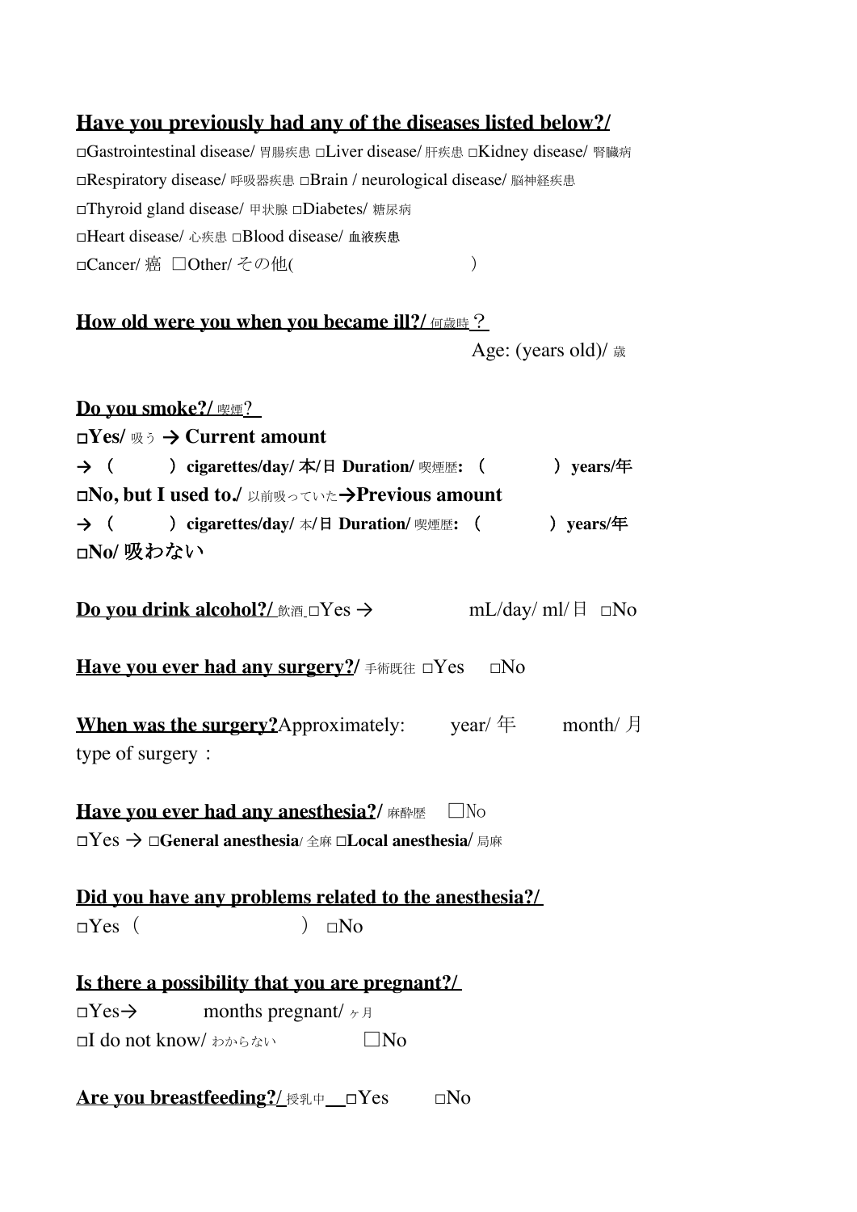**Have you previously had any of the diseases listed below?/**

□Gastrointestinal disease/ 胃腸疾患 □Liver disease/ 肝疾患 □Kidney disease/ 腎臓病
□Respiratory disease/ 呼吸器疾患 □Brain / neurological disease/ 脳神経疾患
□Thyroid gland disease/ 甲状腺 □Diabetes/ 糖尿病
□Heart disease/ 心疾患 □Blood disease/ 血液疾患
□Cancer/ 癌 □Other/ その他(　　　　　　　　　)

**How old were you when you became ill?/** 何歳時？

Age: (years old)/ 歳

**Do you smoke?/** 喫煙?

**□Yes/** 吸う **→ Current amount**
**→ （　　　）cigarettes/day/ 本/日 Duration/** 喫煙歴**: （　　　　）years/年**
**□No, but I used to./** 以前吸っていた**→Previous amount**
**→ （　　　）cigarettes/day/** 本/日 **Duration/** 喫煙歴**: （　　　　）years/年**
**□No/ 吸わない**

**Do you drink alcohol?/** 飲酒 □Yes → 　　　　mL/day/ ml/日 □No

**Have you ever had any surgery?/** 手術既往 □Yes □No

**When was the surgery?** Approximately: 　　year/ 年 　　month/ 月
type of surgery：

**Have you ever had any anesthesia?/** 麻酔歴 □No
□Yes → □**General anesthesia**/ 全麻 □**Local anesthesia**/ 局麻

**Did you have any problems related to the anesthesia?/**

□Yes（　　　　　　　　） □No

**Is there a possibility that you are pregnant?/**

□Yes→ 　　　months pregnant/ ヶ月
□I do not know/ わからない 　　　□No

**Are you breastfeeding?/** 授乳中 □Yes □No